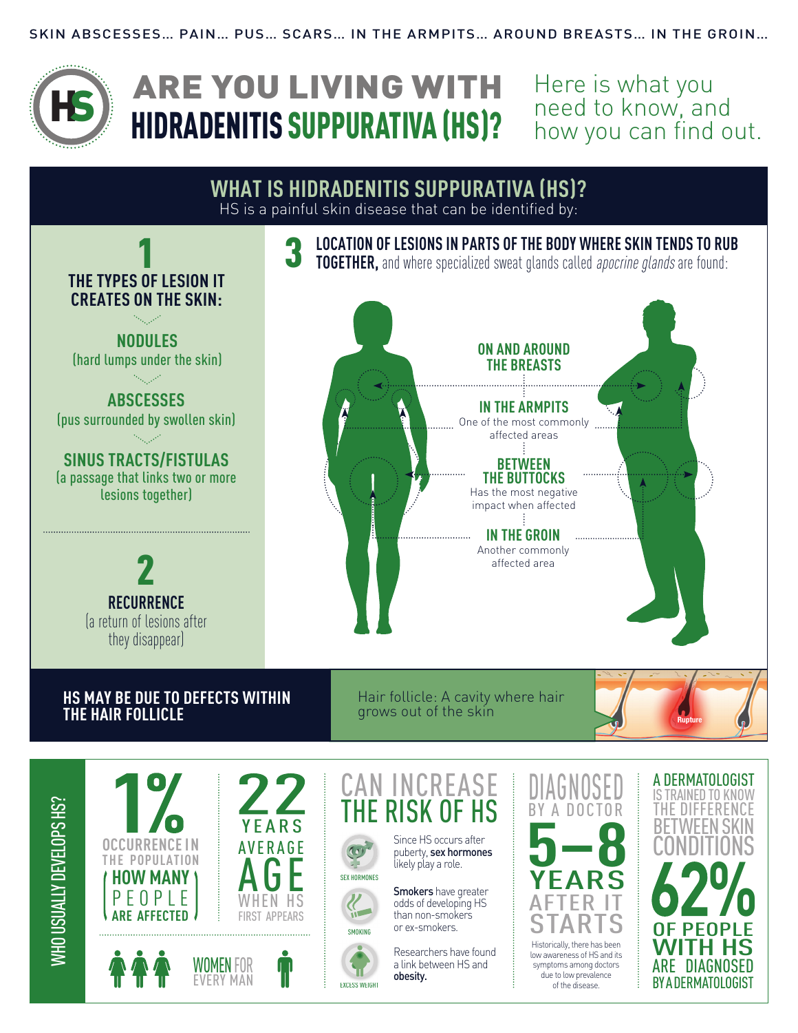SKIN ABSCESSES… PAIN… PUS… SCARS… IN THE ARMPITS… AROUND BREASTS… IN THE GROIN…

# ARE YOU LIVING WITH HIDRADENITIS SUPPURATIVA (HS)?

Here is what you need to know, and how you can find out.

## WHAT IS HIDRADENITIS SUPPURATIVA (HS)?

HS is a painful skin disease that can be identified by:

### 1 THE TYPES OF LESION IT CREATES ON THE SKIN:

**NODULES**
(hard lumps under the skin)

**ABSCESSES**
(pus surrounded by swollen skin)

**SINUS TRACTS/FISTULAS**
(a passage that links two or more lesions together)

### 2 RECURRENCE

(a return of lesions after they disappear)

### 3 LOCATION OF LESIONS IN PARTS OF THE BODY WHERE SKIN TENDS TO RUB TOGETHER, and where specialized sweat glands called *apocrine glands* are found:

**ON AND AROUND THE BREASTS**

**IN THE ARMPITS**
One of the most commonly affected areas

**BETWEEN THE BUTTOCKS**
Has the most negative impact when affected

**IN THE GROIN**
Another commonly affected area

## HS MAY BE DUE TO DEFECTS WITHIN THE HAIR FOLLICLE

Hair follicle: A cavity where hair grows out of the skin

Rupture

## WHO USUALLY DEVELOPS HS?

**1%** OCCURRENCE IN THE POPULATION
(HOW MANY PEOPLE ARE AFFECTED)

**3** WOMEN FOR EVERY MAN

**22 YEARS** AVERAGE AGE WHEN HS FIRST APPEARS

### CAN INCREASE THE RISK OF HS

- **SEX HORMONES**: Since HS occurs after puberty, **sex hormones** likely play a role.
- **SMOKING**: **Smokers** have greater odds of developing HS than non-smokers or ex-smokers.
- **EXCESS WEIGHT**: Researchers have found a link between HS and **obesity.**

### DIAGNOSED BY A DOCTOR 5–8 YEARS AFTER IT STARTS

Historically, there has been low awareness of HS and its symptoms among doctors due to low prevalence of the disease.

### A DERMATOLOGIST IS TRAINED TO KNOW THE DIFFERENCE BETWEEN SKIN CONDITIONS

**62%** OF PEOPLE WITH HS ARE DIAGNOSED BY A DERMATOLOGIST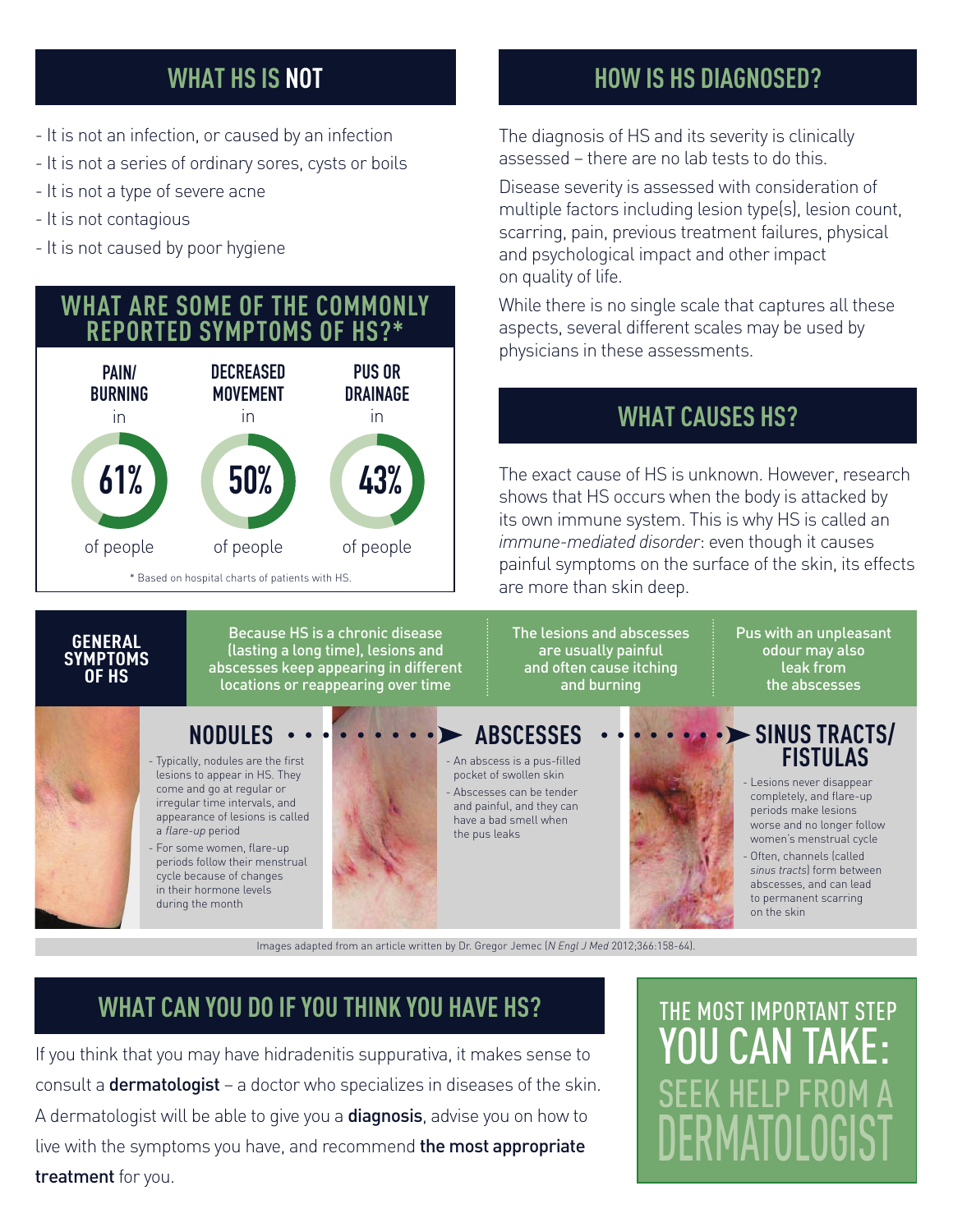## WHAT HS IS NOT

- It is not an infection, or caused by an infection
- It is not a series of ordinary sores, cysts or boils
- It is not a type of severe acne
- It is not contagious
- It is not caused by poor hygiene

## WHAT ARE SOME OF THE COMMONLY REPORTED SYMPTOMS OF HS?*

PAIN/ BURNING in 61% of people

DECREASED MOVEMENT in 50% of people

PUS OR DRAINAGE in 43% of people

\* Based on hospital charts of patients with HS.

## HOW IS HS DIAGNOSED?

The diagnosis of HS and its severity is clinically assessed – there are no lab tests to do this.

Disease severity is assessed with consideration of multiple factors including lesion type(s), lesion count, scarring, pain, previous treatment failures, physical and psychological impact and other impact on quality of life.

While there is no single scale that captures all these aspects, several different scales may be used by physicians in these assessments.

## WHAT CAUSES HS?

The exact cause of HS is unknown. However, research shows that HS occurs when the body is attacked by its own immune system. This is why HS is called an *immune-mediated disorder*: even though it causes painful symptoms on the surface of the skin, its effects are more than skin deep.

## GENERAL SYMPTOMS OF HS

Because HS is a chronic disease (lasting a long time), lesions and abscesses keep appearing in different locations or reappearing over time

The lesions and abscesses are usually painful and often cause itching and burning

Pus with an unpleasant odour may also leak from the abscesses

### NODULES

- Typically, nodules are the first lesions to appear in HS. They come and go at regular or irregular time intervals, and appearance of lesions is called a *flare-up* period
- For some women, flare-up periods follow their menstrual cycle because of changes in their hormone levels during the month

### ABSCESSES

- An abscess is a pus-filled pocket of swollen skin
- Abscesses can be tender and painful, and they can have a bad smell when the pus leaks

### SINUS TRACTS/ FISTULAS

- Lesions never disappear completely, and flare-up periods make lesions worse and no longer follow women's menstrual cycle
- Often, channels (called *sinus tracts*) form between abscesses, and can lead to permanent scarring on the skin

Images adapted from an article written by Dr. Gregor Jemec (*N Engl J Med* 2012;366:158-64).

## WHAT CAN YOU DO IF YOU THINK YOU HAVE HS?

If you think that you may have hidradenitis suppurativa, it makes sense to consult a **dermatologist** – a doctor who specializes in diseases of the skin. A dermatologist will be able to give you a **diagnosis**, advise you on how to live with the symptoms you have, and recommend **the most appropriate treatment** for you.

THE MOST IMPORTANT STEP YOU CAN TAKE: SEEK HELP FROM A DERMATOLOGIST